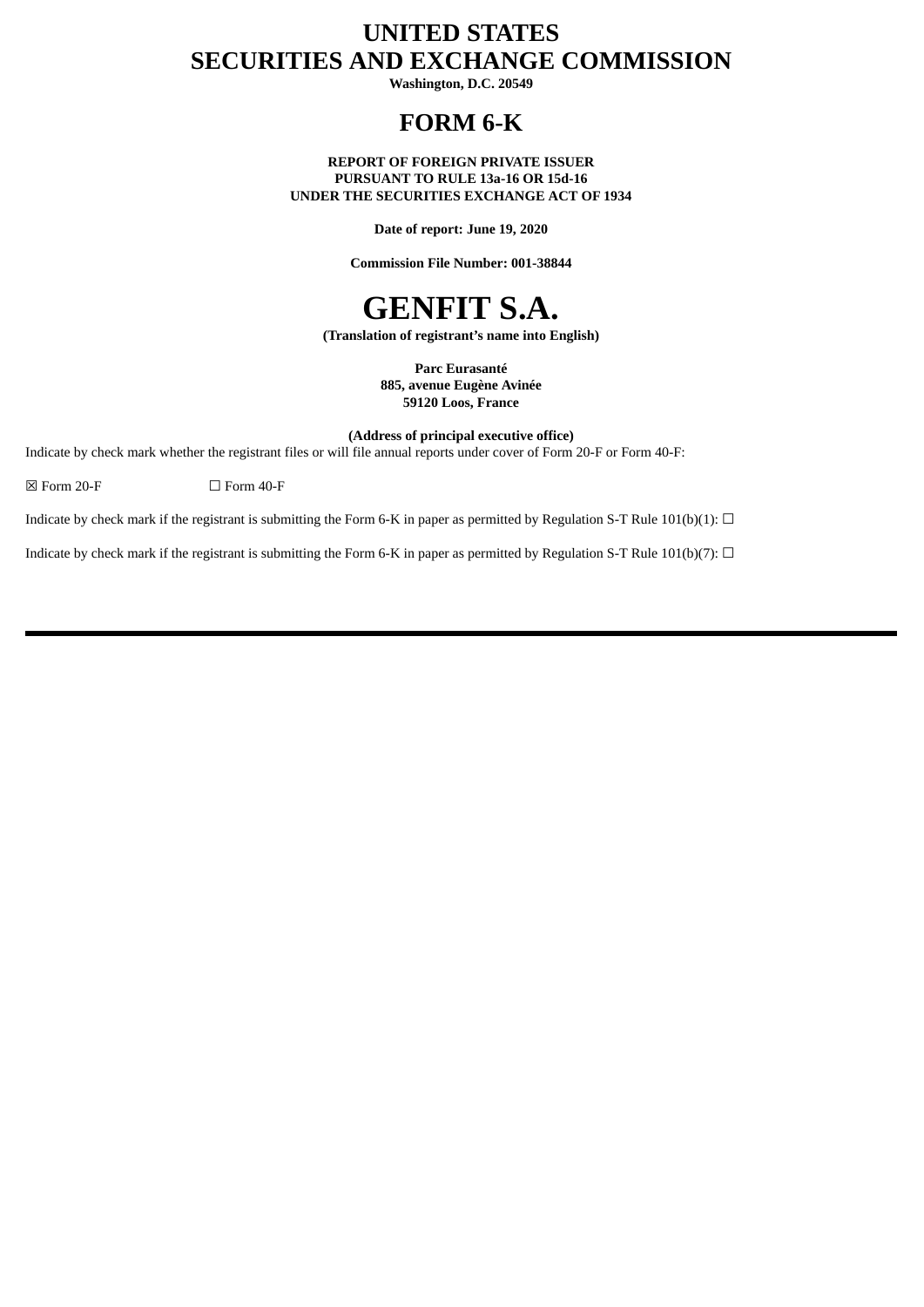# UNITED STATES
# SECURITIES AND EXCHANGE COMMISSION

**Washington, D.C. 20549**

# FORM 6-K

**REPORT OF FOREIGN PRIVATE ISSUER**
**PURSUANT TO RULE 13a-16 OR 15d-16**
**UNDER THE SECURITIES EXCHANGE ACT OF 1934**

**Date of report: June 19, 2020**

**Commission File Number: 001-38844**

# GENFIT S.A.

**(Translation of registrant's name into English)**

**Parc Eurasanté**
**885, avenue Eugène Avinée**
**59120 Loos, France**

**(Address of principal executive office)**

Indicate by check mark whether the registrant files or will file annual reports under cover of Form 20-F or Form 40-F:

☒ Form 20-F ☐ Form 40-F

Indicate by check mark if the registrant is submitting the Form 6-K in paper as permitted by Regulation S-T Rule 101(b)(1): ☐

Indicate by check mark if the registrant is submitting the Form 6-K in paper as permitted by Regulation S-T Rule 101(b)(7): ☐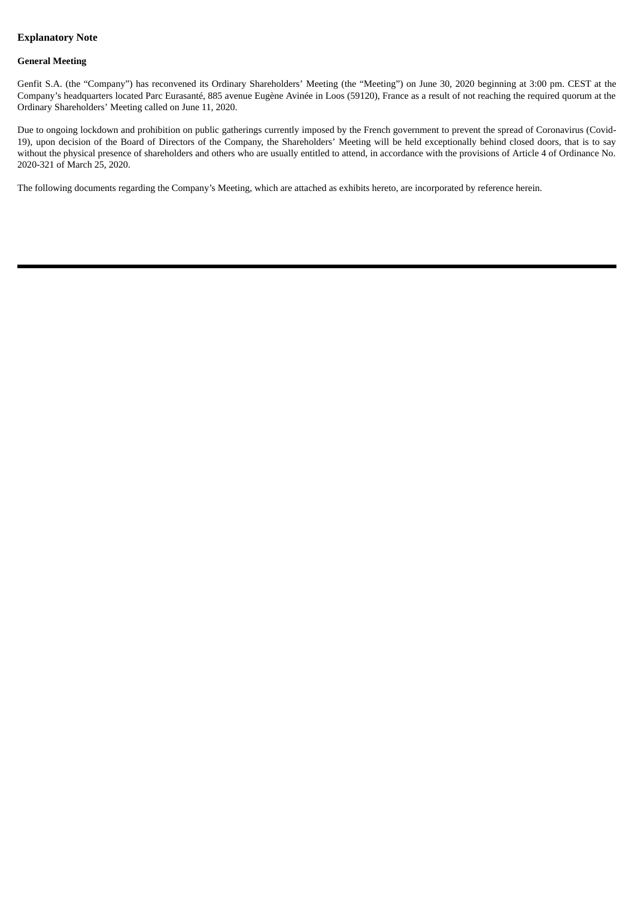## Explanatory Note

### General Meeting

Genfit S.A. (the "Company") has reconvened its Ordinary Shareholders' Meeting (the "Meeting") on June 30, 2020 beginning at 3:00 pm. CEST at the Company's headquarters located Parc Eurasanté, 885 avenue Eugène Avinée in Loos (59120), France as a result of not reaching the required quorum at the Ordinary Shareholders' Meeting called on June 11, 2020.

Due to ongoing lockdown and prohibition on public gatherings currently imposed by the French government to prevent the spread of Coronavirus (Covid-19), upon decision of the Board of Directors of the Company, the Shareholders' Meeting will be held exceptionally behind closed doors, that is to say without the physical presence of shareholders and others who are usually entitled to attend, in accordance with the provisions of Article 4 of Ordinance No. 2020-321 of March 25, 2020.

The following documents regarding the Company's Meeting, which are attached as exhibits hereto, are incorporated by reference herein.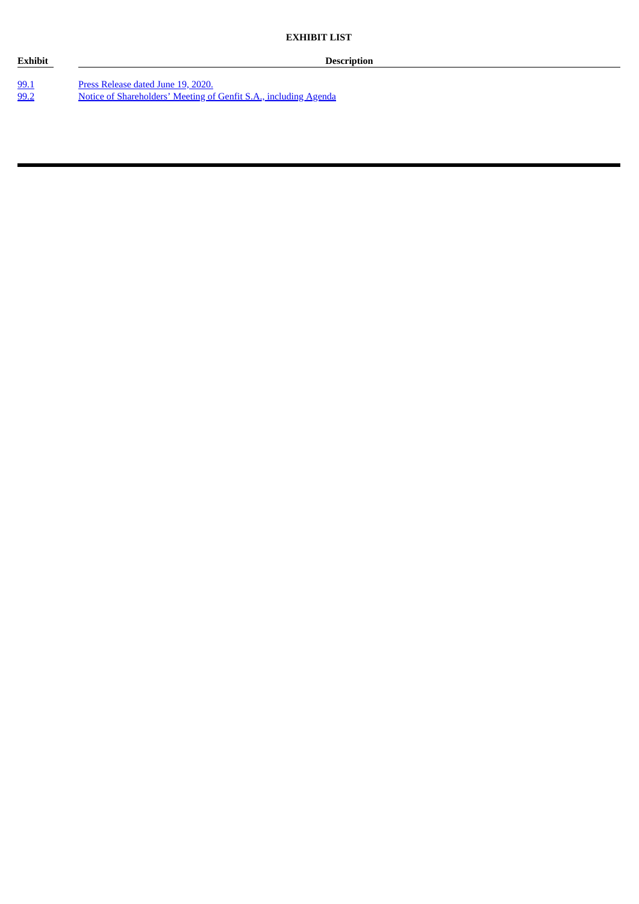**EXHIBIT LIST**

| Exhibit | Description |
| --- | --- |
| 99.1 | Press Release dated June 19, 2020. |
| 99.2 | Notice of Shareholders' Meeting of Genfit S.A., including Agenda |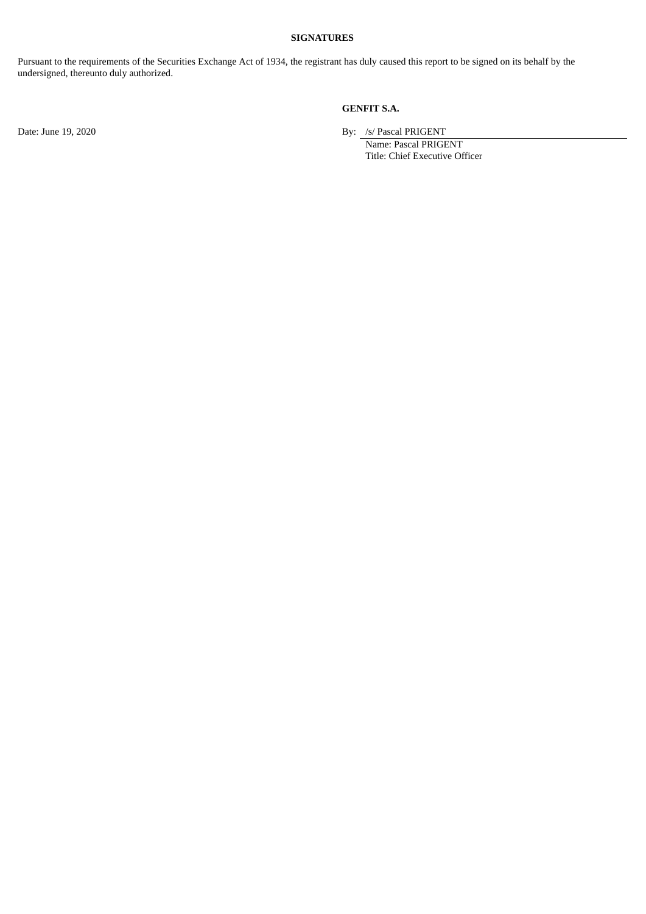**SIGNATURES**

Pursuant to the requirements of the Securities Exchange Act of 1934, the registrant has duly caused this report to be signed on its behalf by the undersigned, thereunto duly authorized.

**GENFIT S.A.**

Date: June 19, 2020

By: /s/ Pascal PRIGENT
Name: Pascal PRIGENT
Title: Chief Executive Officer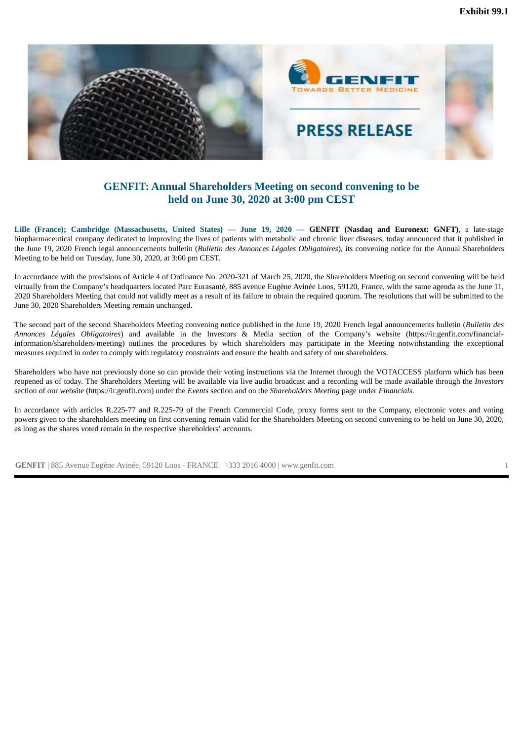Exhibit 99.1

# GENFIT: Annual Shareholders Meeting on second convening to be held on June 30, 2020 at 3:00 pm CEST

**Lille (France); Cambridge (Massachusetts, United States) — June 19, 2020 — GENFIT (Nasdaq and Euronext: GNFT)**, a late-stage biopharmaceutical company dedicated to improving the lives of patients with metabolic and chronic liver diseases, today announced that it published in the June 19, 2020 French legal announcements bulletin (*Bulletin des Annonces Légales Obligatoires*), its convening notice for the Annual Shareholders Meeting to be held on Tuesday, June 30, 2020, at 3:00 pm CEST.

In accordance with the provisions of Article 4 of Ordinance No. 2020-321 of March 25, 2020, the Shareholders Meeting on second convening will be held virtually from the Company's headquarters located Parc Eurasanté, 885 avenue Eugène Avinée Loos, 59120, France, with the same agenda as the June 11, 2020 Shareholders Meeting that could not validly meet as a result of its failure to obtain the required quorum. The resolutions that will be submitted to the June 30, 2020 Shareholders Meeting remain unchanged.

The second part of the second Shareholders Meeting convening notice published in the June 19, 2020 French legal announcements bulletin (*Bulletin des Annonces Légales Obligatoires*) and available in the Investors & Media section of the Company's website (https://ir.genfit.com/financial-information/shareholders-meeting) outlines the procedures by which shareholders may participate in the Meeting notwithstanding the exceptional measures required in order to comply with regulatory constraints and ensure the health and safety of our shareholders.

Shareholders who have not previously done so can provide their voting instructions via the Internet through the VOTACCESS platform which has been reopened as of today. The Shareholders Meeting will be available via live audio broadcast and a recording will be made available through the *Investors* section of our website (https://ir.genfit.com) under the *Events* section and on the *Shareholders Meeting* page under *Financials.*

In accordance with articles R.225-77 and R.225-79 of the French Commercial Code, proxy forms sent to the Company, electronic votes and voting powers given to the shareholders meeting on first convening remain valid for the Shareholders Meeting on second convening to be held on June 30, 2020, as long as the shares voted remain in the respective shareholders' accounts.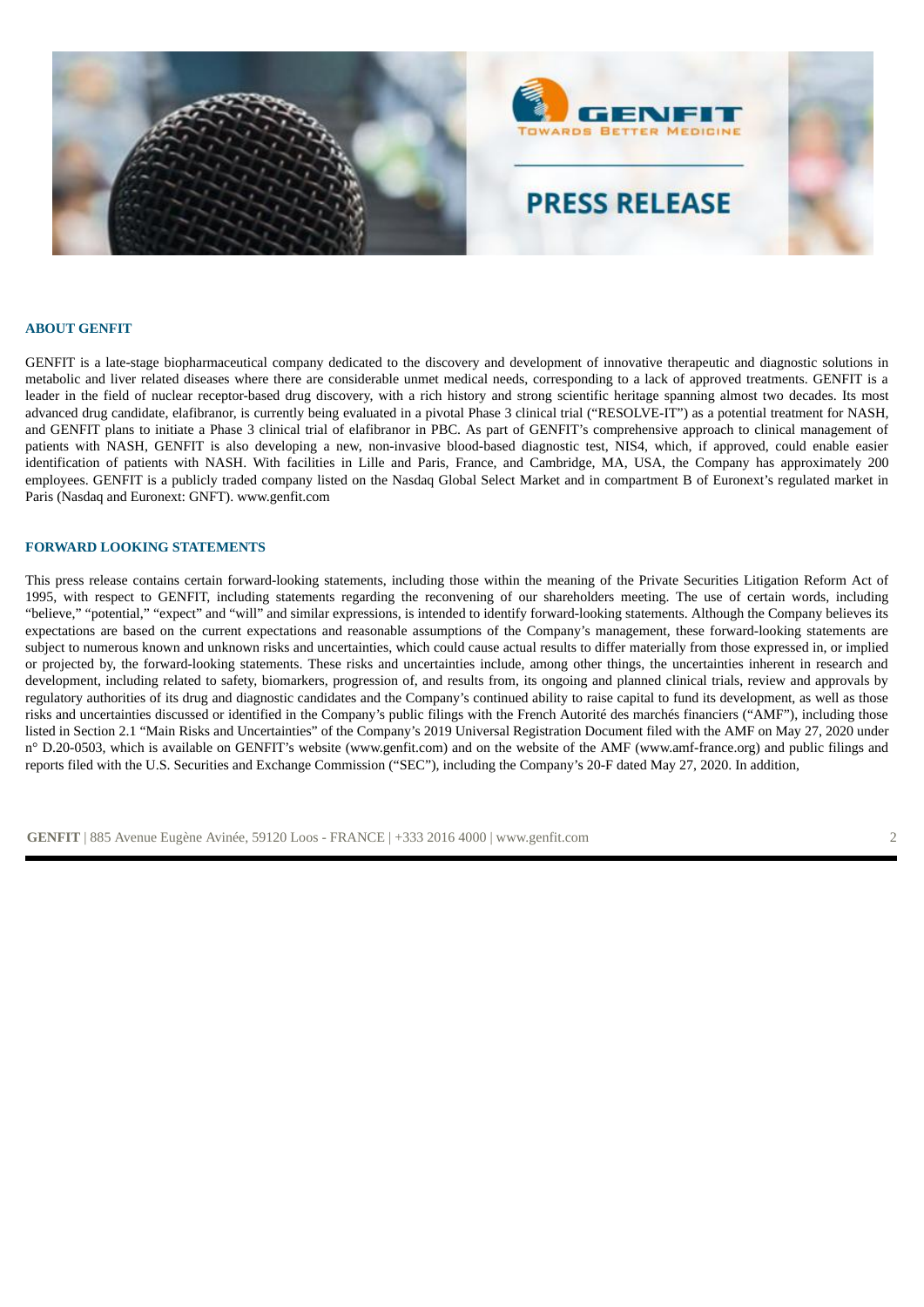### ABOUT GENFIT

GENFIT is a late-stage biopharmaceutical company dedicated to the discovery and development of innovative therapeutic and diagnostic solutions in metabolic and liver related diseases where there are considerable unmet medical needs, corresponding to a lack of approved treatments. GENFIT is a leader in the field of nuclear receptor-based drug discovery, with a rich history and strong scientific heritage spanning almost two decades. Its most advanced drug candidate, elafibranor, is currently being evaluated in a pivotal Phase 3 clinical trial ("RESOLVE-IT") as a potential treatment for NASH, and GENFIT plans to initiate a Phase 3 clinical trial of elafibranor in PBC. As part of GENFIT's comprehensive approach to clinical management of patients with NASH, GENFIT is also developing a new, non-invasive blood-based diagnostic test, NIS4, which, if approved, could enable easier identification of patients with NASH. With facilities in Lille and Paris, France, and Cambridge, MA, USA, the Company has approximately 200 employees. GENFIT is a publicly traded company listed on the Nasdaq Global Select Market and in compartment B of Euronext's regulated market in Paris (Nasdaq and Euronext: GNFT). www.genfit.com

### FORWARD LOOKING STATEMENTS

This press release contains certain forward-looking statements, including those within the meaning of the Private Securities Litigation Reform Act of 1995, with respect to GENFIT, including statements regarding the reconvening of our shareholders meeting. The use of certain words, including "believe," "potential," "expect" and "will" and similar expressions, is intended to identify forward-looking statements. Although the Company believes its expectations are based on the current expectations and reasonable assumptions of the Company's management, these forward-looking statements are subject to numerous known and unknown risks and uncertainties, which could cause actual results to differ materially from those expressed in, or implied or projected by, the forward-looking statements. These risks and uncertainties include, among other things, the uncertainties inherent in research and development, including related to safety, biomarkers, progression of, and results from, its ongoing and planned clinical trials, review and approvals by regulatory authorities of its drug and diagnostic candidates and the Company's continued ability to raise capital to fund its development, as well as those risks and uncertainties discussed or identified in the Company's public filings with the French Autorité des marchés financiers ("AMF"), including those listed in Section 2.1 "Main Risks and Uncertainties" of the Company's 2019 Universal Registration Document filed with the AMF on May 27, 2020 under n° D.20-0503, which is available on GENFIT's website (www.genfit.com) and on the website of the AMF (www.amf-france.org) and public filings and reports filed with the U.S. Securities and Exchange Commission ("SEC"), including the Company's 20-F dated May 27, 2020. In addition,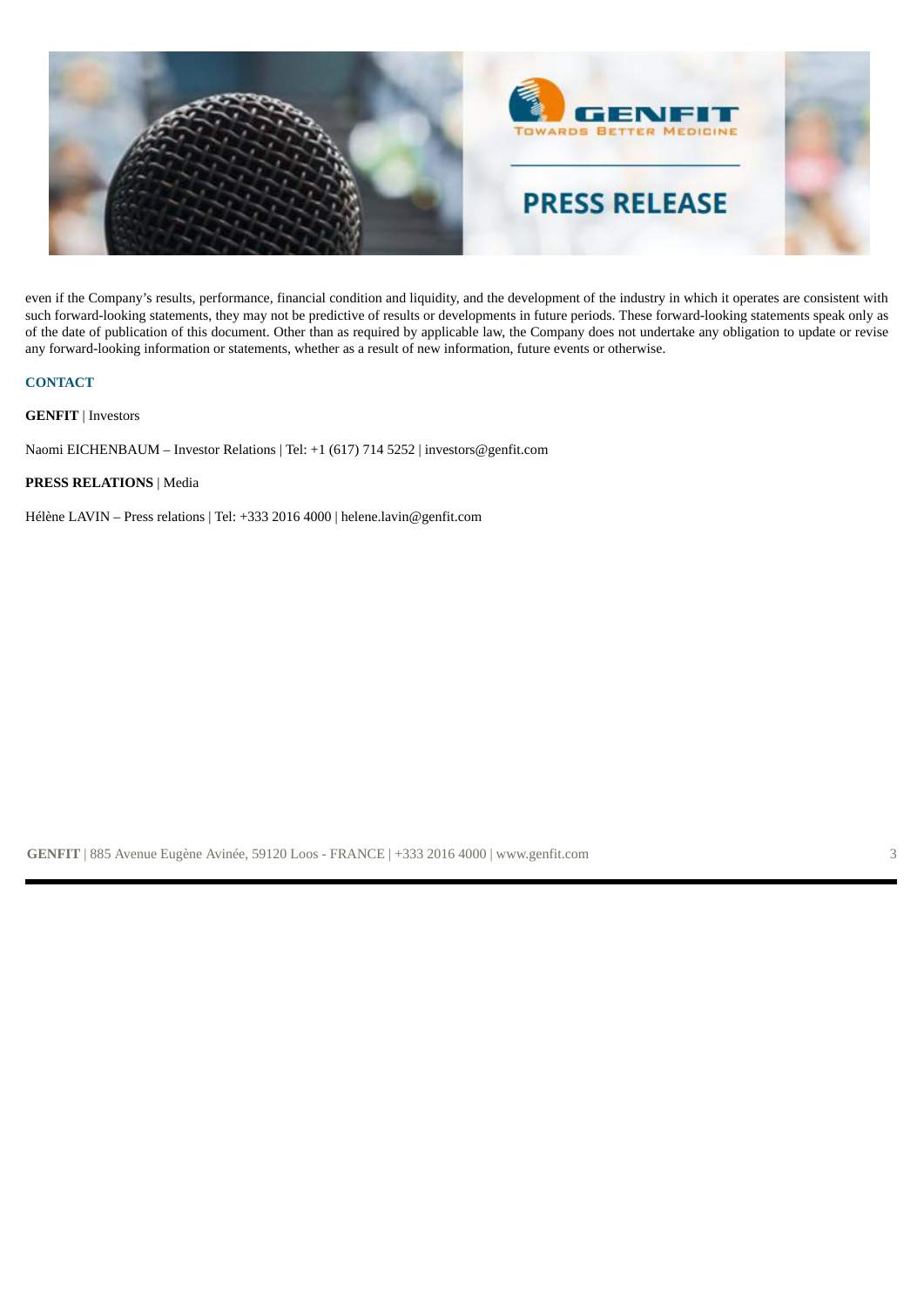even if the Company's results, performance, financial condition and liquidity, and the development of the industry in which it operates are consistent with such forward-looking statements, they may not be predictive of results or developments in future periods. These forward-looking statements speak only as of the date of publication of this document. Other than as required by applicable law, the Company does not undertake any obligation to update or revise any forward-looking information or statements, whether as a result of new information, future events or otherwise.

## CONTACT

**GENFIT** | Investors

Naomi EICHENBAUM – Investor Relations | Tel: +1 (617) 714 5252 | investors@genfit.com

**PRESS RELATIONS** | Media

Hélène LAVIN – Press relations | Tel: +333 2016 4000 | helene.lavin@genfit.com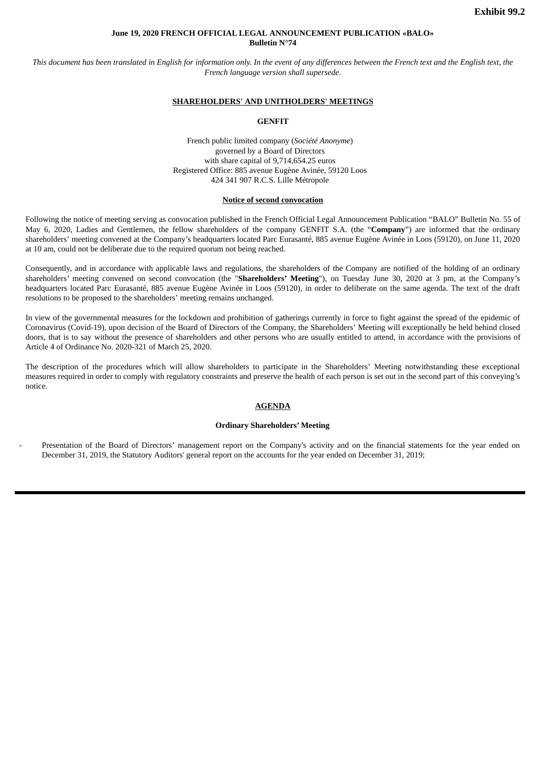**Exhibit 99.2**

**June 19, 2020 FRENCH OFFICIAL LEGAL ANNOUNCEMENT PUBLICATION «BALO»**
**Bulletin N°74**

*This document has been translated in English for information only. In the event of any differences between the French text and the English text, the French language version shall supersede.*

## SHAREHOLDERS' AND UNITHOLDERS' MEETINGS

### GENFIT

French public limited company (*Société Anonyme*)
governed by a Board of Directors
with share capital of 9,714,654.25 euros
Registered Office: 885 avenue Eugène Avinée, 59120 Loos
424 341 907 R.C.S. Lille Métropole

### Notice of second convocation

Following the notice of meeting serving as convocation published in the French Official Legal Announcement Publication "BALO" Bulletin No. 55 of May 6, 2020, Ladies and Gentlemen, the fellow shareholders of the company GENFIT S.A. (the "**Company**") are informed that the ordinary shareholders' meeting convened at the Company's headquarters located Parc Eurasanté, 885 avenue Eugène Avinée in Loos (59120), on June 11, 2020 at 10 am, could not be deliberate due to the required quorum not being reached.

Consequently, and in accordance with applicable laws and regulations, the shareholders of the Company are notified of the holding of an ordinary shareholders' meeting convened on second convocation (the "**Shareholders' Meeting**"), on Tuesday June 30, 2020 at 3 pm, at the Company's headquarters located Parc Eurasanté, 885 avenue Eugène Avinée in Loos (59120), in order to deliberate on the same agenda. The text of the draft resolutions to be proposed to the shareholders' meeting remains unchanged.

In view of the governmental measures for the lockdown and prohibition of gatherings currently in force to fight against the spread of the epidemic of Coronavirus (Covid-19), upon decision of the Board of Directors of the Company, the Shareholders' Meeting will exceptionally be held behind closed doors, that is to say without the presence of shareholders and other persons who are usually entitled to attend, in accordance with the provisions of Article 4 of Ordinance No. 2020-321 of March 25, 2020.

The description of the procedures which will allow shareholders to participate in the Shareholders' Meeting notwithstanding these exceptional measures required in order to comply with regulatory constraints and preserve the health of each person is set out in the second part of this conveying's notice.

## AGENDA

### Ordinary Shareholders' Meeting

- Presentation of the Board of Directors' management report on the Company's activity and on the financial statements for the year ended on December 31, 2019, the Statutory Auditors' general report on the accounts for the year ended on December 31, 2019;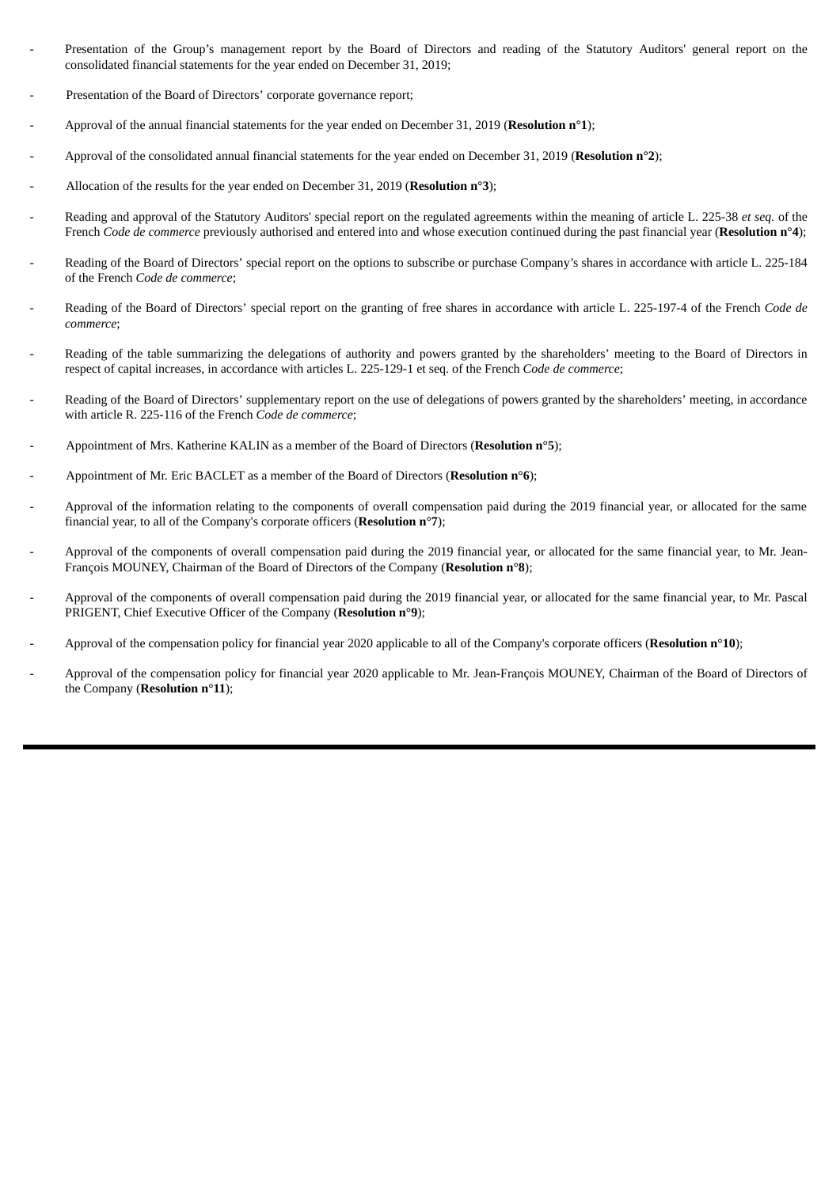- Presentation of the Group's management report by the Board of Directors and reading of the Statutory Auditors' general report on the consolidated financial statements for the year ended on December 31, 2019;
- Presentation of the Board of Directors' corporate governance report;
- Approval of the annual financial statements for the year ended on December 31, 2019 (**Resolution n°1**);
- Approval of the consolidated annual financial statements for the year ended on December 31, 2019 (**Resolution n°2**);
- Allocation of the results for the year ended on December 31, 2019 (**Resolution n°3**);
- Reading and approval of the Statutory Auditors' special report on the regulated agreements within the meaning of article L. 225-38 *et seq.* of the French *Code de commerce* previously authorised and entered into and whose execution continued during the past financial year (**Resolution n°4**);
- Reading of the Board of Directors' special report on the options to subscribe or purchase Company's shares in accordance with article L. 225-184 of the French *Code de commerce*;
- Reading of the Board of Directors' special report on the granting of free shares in accordance with article L. 225-197-4 of the French *Code de commerce*;
- Reading of the table summarizing the delegations of authority and powers granted by the shareholders' meeting to the Board of Directors in respect of capital increases, in accordance with articles L. 225-129-1 et seq. of the French *Code de commerce*;
- Reading of the Board of Directors' supplementary report on the use of delegations of powers granted by the shareholders' meeting, in accordance with article R. 225-116 of the French *Code de commerce*;
- Appointment of Mrs. Katherine KALIN as a member of the Board of Directors (**Resolution n°5**);
- Appointment of Mr. Eric BACLET as a member of the Board of Directors (**Resolution n°6**);
- Approval of the information relating to the components of overall compensation paid during the 2019 financial year, or allocated for the same financial year, to all of the Company's corporate officers (**Resolution n°7**);
- Approval of the components of overall compensation paid during the 2019 financial year, or allocated for the same financial year, to Mr. Jean-François MOUNEY, Chairman of the Board of Directors of the Company (**Resolution n°8**);
- Approval of the components of overall compensation paid during the 2019 financial year, or allocated for the same financial year, to Mr. Pascal PRIGENT, Chief Executive Officer of the Company (**Resolution n°9**);
- Approval of the compensation policy for financial year 2020 applicable to all of the Company's corporate officers (**Resolution n°10**);
- Approval of the compensation policy for financial year 2020 applicable to Mr. Jean-François MOUNEY, Chairman of the Board of Directors of the Company (**Resolution n°11**);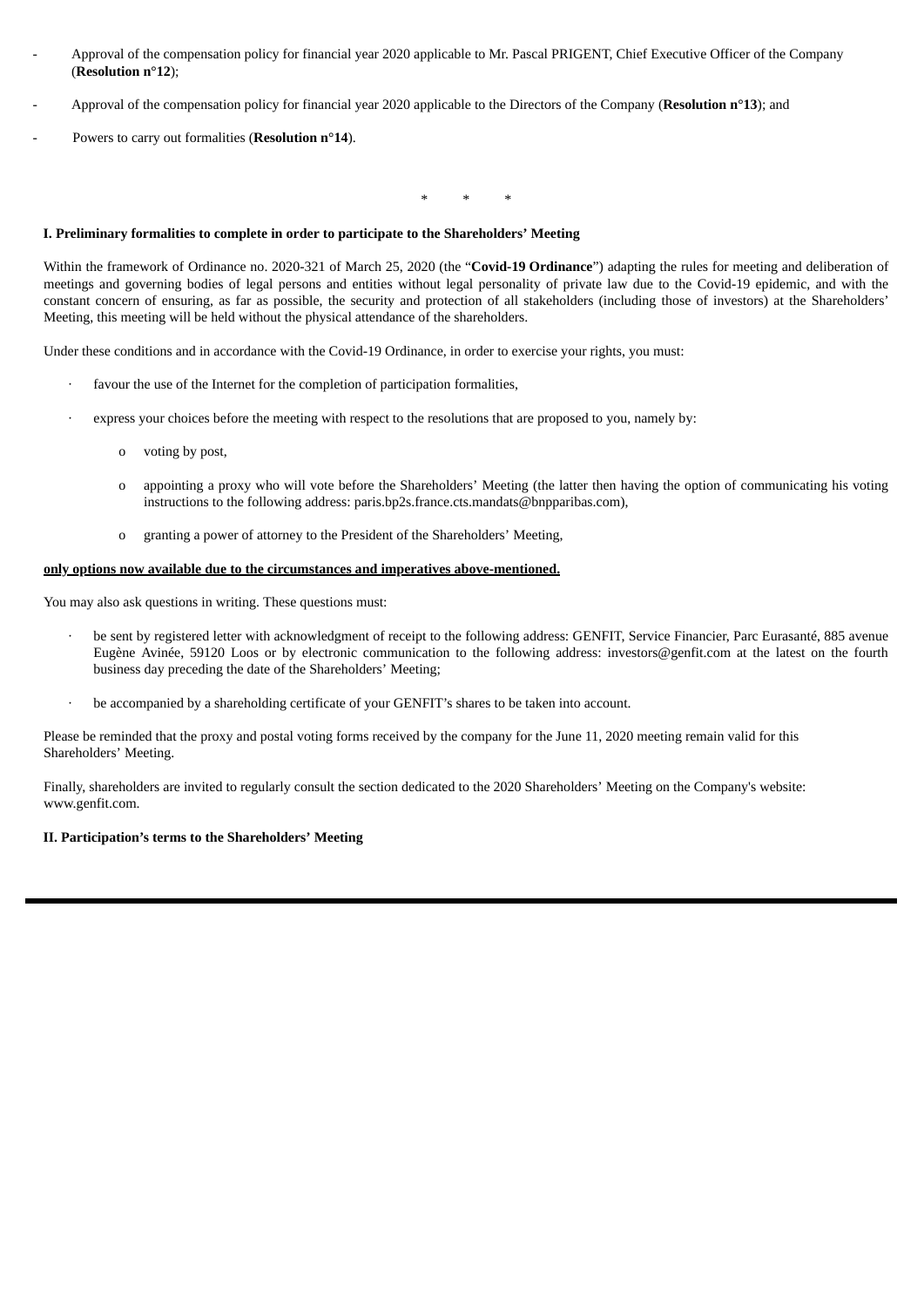- Approval of the compensation policy for financial year 2020 applicable to Mr. Pascal PRIGENT, Chief Executive Officer of the Company (**Resolution n°12**);

- Approval of the compensation policy for financial year 2020 applicable to the Directors of the Company (**Resolution n°13**); and

- Powers to carry out formalities (**Resolution n°14**).

\* \* \*

**I. Preliminary formalities to complete in order to participate to the Shareholders' Meeting**

Within the framework of Ordinance no. 2020-321 of March 25, 2020 (the "**Covid-19 Ordinance**") adapting the rules for meeting and deliberation of meetings and governing bodies of legal persons and entities without legal personality of private law due to the Covid-19 epidemic, and with the constant concern of ensuring, as far as possible, the security and protection of all stakeholders (including those of investors) at the Shareholders' Meeting, this meeting will be held without the physical attendance of the shareholders.

Under these conditions and in accordance with the Covid-19 Ordinance, in order to exercise your rights, you must:

- favour the use of the Internet for the completion of participation formalities,

- express your choices before the meeting with respect to the resolutions that are proposed to you, namely by:

  - voting by post,

  - appointing a proxy who will vote before the Shareholders' Meeting (the latter then having the option of communicating his voting instructions to the following address: paris.bp2s.france.cts.mandats@bnpparibas.com),

  - granting a power of attorney to the President of the Shareholders' Meeting,

**<u>only options now available due to the circumstances and imperatives above-mentioned.</u>**

You may also ask questions in writing. These questions must:

- be sent by registered letter with acknowledgment of receipt to the following address: GENFIT, Service Financier, Parc Eurasanté, 885 avenue Eugène Avinée, 59120 Loos or by electronic communication to the following address: investors@genfit.com at the latest on the fourth business day preceding the date of the Shareholders' Meeting;

- be accompanied by a shareholding certificate of your GENFIT's shares to be taken into account.

Please be reminded that the proxy and postal voting forms received by the company for the June 11, 2020 meeting remain valid for this Shareholders' Meeting.

Finally, shareholders are invited to regularly consult the section dedicated to the 2020 Shareholders' Meeting on the Company's website: www.genfit.com.

**II. Participation's terms to the Shareholders' Meeting**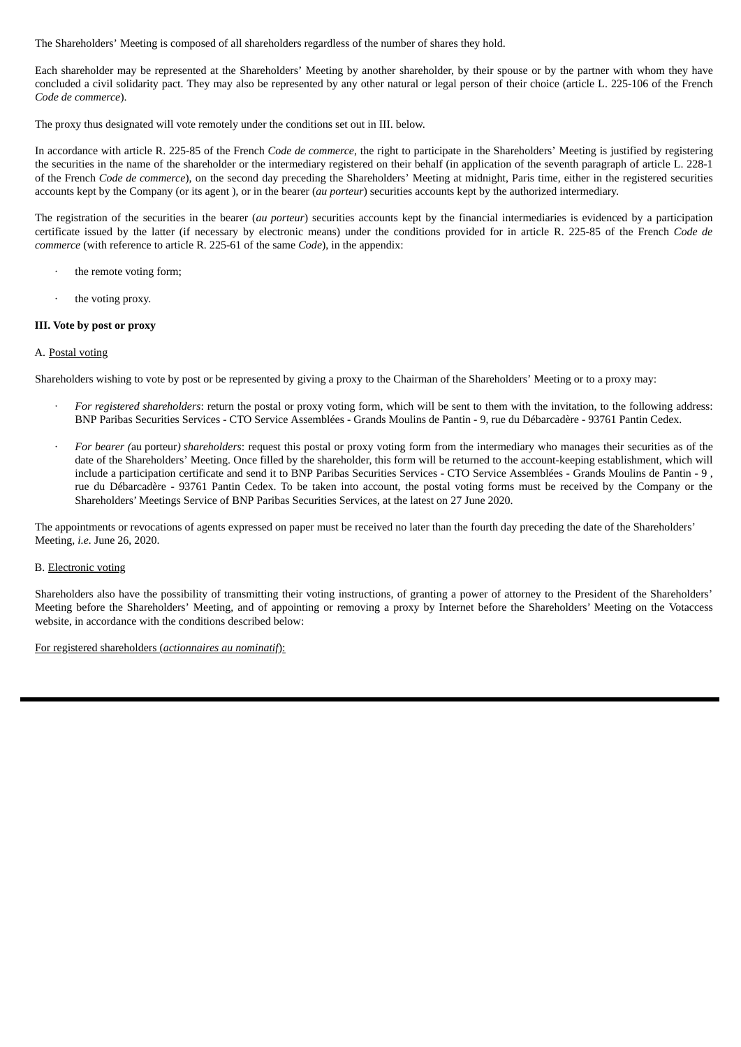The Shareholders' Meeting is composed of all shareholders regardless of the number of shares they hold.

Each shareholder may be represented at the Shareholders' Meeting by another shareholder, by their spouse or by the partner with whom they have concluded a civil solidarity pact. They may also be represented by any other natural or legal person of their choice (article L. 225-106 of the French *Code de commerce*).

The proxy thus designated will vote remotely under the conditions set out in III. below.

In accordance with article R. 225-85 of the French *Code de commerce*, the right to participate in the Shareholders' Meeting is justified by registering the securities in the name of the shareholder or the intermediary registered on their behalf (in application of the seventh paragraph of article L. 228-1 of the French *Code de commerce*), on the second day preceding the Shareholders' Meeting at midnight, Paris time, either in the registered securities accounts kept by the Company (or its agent ), or in the bearer (*au porteur*) securities accounts kept by the authorized intermediary.

The registration of the securities in the bearer (*au porteur*) securities accounts kept by the financial intermediaries is evidenced by a participation certificate issued by the latter (if necessary by electronic means) under the conditions provided for in article R. 225-85 of the French *Code de commerce* (with reference to article R. 225-61 of the same *Code*), in the appendix:

- the remote voting form;
- the voting proxy.

**III. Vote by post or proxy**

A. Postal voting

Shareholders wishing to vote by post or be represented by giving a proxy to the Chairman of the Shareholders' Meeting or to a proxy may:

- *For registered shareholders*: return the postal or proxy voting form, which will be sent to them with the invitation, to the following address: BNP Paribas Securities Services - CTO Service Assemblées - Grands Moulins de Pantin - 9, rue du Débarcadère - 93761 Pantin Cedex.
- *For bearer (*au porteur*) shareholders*: request this postal or proxy voting form from the intermediary who manages their securities as of the date of the Shareholders' Meeting. Once filled by the shareholder, this form will be returned to the account-keeping establishment, which will include a participation certificate and send it to BNP Paribas Securities Services - CTO Service Assemblées - Grands Moulins de Pantin - 9 , rue du Débarcadère - 93761 Pantin Cedex. To be taken into account, the postal voting forms must be received by the Company or the Shareholders' Meetings Service of BNP Paribas Securities Services, at the latest on 27 June 2020.

The appointments or revocations of agents expressed on paper must be received no later than the fourth day preceding the date of the Shareholders' Meeting, *i.e.* June 26, 2020.

B. Electronic voting

Shareholders also have the possibility of transmitting their voting instructions, of granting a power of attorney to the President of the Shareholders' Meeting before the Shareholders' Meeting, and of appointing or removing a proxy by Internet before the Shareholders' Meeting on the Votaccess website, in accordance with the conditions described below:

For registered shareholders (*actionnaires au nominatif*):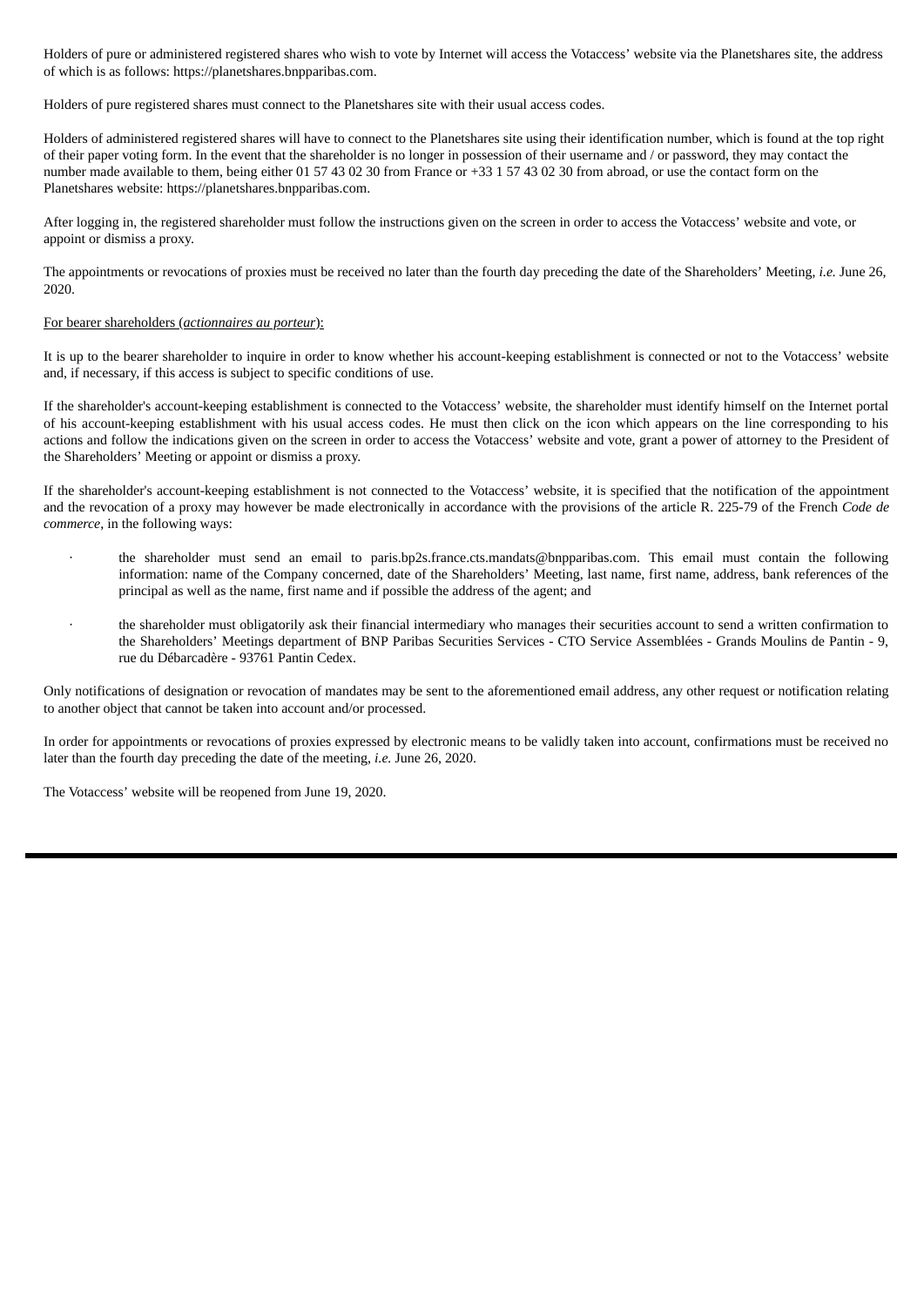Holders of pure or administered registered shares who wish to vote by Internet will access the Votaccess' website via the Planetshares site, the address of which is as follows: https://planetshares.bnpparibas.com.

Holders of pure registered shares must connect to the Planetshares site with their usual access codes.

Holders of administered registered shares will have to connect to the Planetshares site using their identification number, which is found at the top right of their paper voting form. In the event that the shareholder is no longer in possession of their username and / or password, they may contact the number made available to them, being either 01 57 43 02 30 from France or +33 1 57 43 02 30 from abroad, or use the contact form on the Planetshares website: https://planetshares.bnpparibas.com.

After logging in, the registered shareholder must follow the instructions given on the screen in order to access the Votaccess' website and vote, or appoint or dismiss a proxy.

The appointments or revocations of proxies must be received no later than the fourth day preceding the date of the Shareholders' Meeting, *i.e.* June 26, 2020.

For bearer shareholders (*actionnaires au porteur*):

It is up to the bearer shareholder to inquire in order to know whether his account-keeping establishment is connected or not to the Votaccess' website and, if necessary, if this access is subject to specific conditions of use.

If the shareholder's account-keeping establishment is connected to the Votaccess' website, the shareholder must identify himself on the Internet portal of his account-keeping establishment with his usual access codes. He must then click on the icon which appears on the line corresponding to his actions and follow the indications given on the screen in order to access the Votaccess' website and vote, grant a power of attorney to the President of the Shareholders' Meeting or appoint or dismiss a proxy.

If the shareholder's account-keeping establishment is not connected to the Votaccess' website, it is specified that the notification of the appointment and the revocation of a proxy may however be made electronically in accordance with the provisions of the article R. 225-79 of the French *Code de commerce*, in the following ways:

- the shareholder must send an email to paris.bp2s.france.cts.mandats@bnpparibas.com. This email must contain the following information: name of the Company concerned, date of the Shareholders' Meeting, last name, first name, address, bank references of the principal as well as the name, first name and if possible the address of the agent; and
- the shareholder must obligatorily ask their financial intermediary who manages their securities account to send a written confirmation to the Shareholders' Meetings department of BNP Paribas Securities Services - CTO Service Assemblées - Grands Moulins de Pantin - 9, rue du Débarcadère - 93761 Pantin Cedex.

Only notifications of designation or revocation of mandates may be sent to the aforementioned email address, any other request or notification relating to another object that cannot be taken into account and/or processed.

In order for appointments or revocations of proxies expressed by electronic means to be validly taken into account, confirmations must be received no later than the fourth day preceding the date of the meeting, *i.e.* June 26, 2020.

The Votaccess' website will be reopened from June 19, 2020.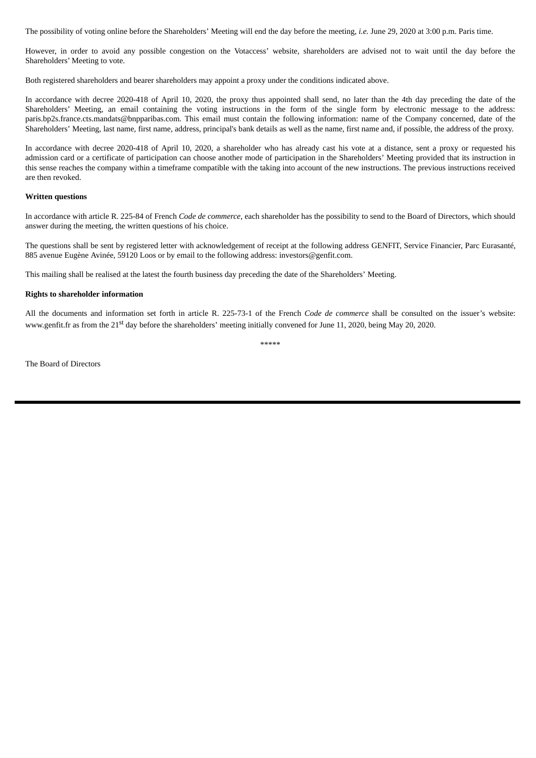The possibility of voting online before the Shareholders' Meeting will end the day before the meeting, *i.e.* June 29, 2020 at 3:00 p.m. Paris time.

However, in order to avoid any possible congestion on the Votaccess' website, shareholders are advised not to wait until the day before the Shareholders' Meeting to vote.

Both registered shareholders and bearer shareholders may appoint a proxy under the conditions indicated above.

In accordance with decree 2020-418 of April 10, 2020, the proxy thus appointed shall send, no later than the 4th day preceding the date of the Shareholders' Meeting, an email containing the voting instructions in the form of the single form by electronic message to the address: paris.bp2s.france.cts.mandats@bnpparibas.com. This email must contain the following information: name of the Company concerned, date of the Shareholders' Meeting, last name, first name, address, principal's bank details as well as the name, first name and, if possible, the address of the proxy.

In accordance with decree 2020-418 of April 10, 2020, a shareholder who has already cast his vote at a distance, sent a proxy or requested his admission card or a certificate of participation can choose another mode of participation in the Shareholders' Meeting provided that its instruction in this sense reaches the company within a timeframe compatible with the taking into account of the new instructions. The previous instructions received are then revoked.

**Written questions**

In accordance with article R. 225-84 of French *Code de commerce*, each shareholder has the possibility to send to the Board of Directors, which should answer during the meeting, the written questions of his choice.

The questions shall be sent by registered letter with acknowledgement of receipt at the following address GENFIT, Service Financier, Parc Eurasanté, 885 avenue Eugène Avinée, 59120 Loos or by email to the following address: investors@genfit.com.

This mailing shall be realised at the latest the fourth business day preceding the date of the Shareholders' Meeting.

**Rights to shareholder information**

All the documents and information set forth in article R. 225-73-1 of the French *Code de commerce* shall be consulted on the issuer's website: www.genfit.fr as from the 21st day before the shareholders' meeting initially convened for June 11, 2020, being May 20, 2020.

*****

The Board of Directors